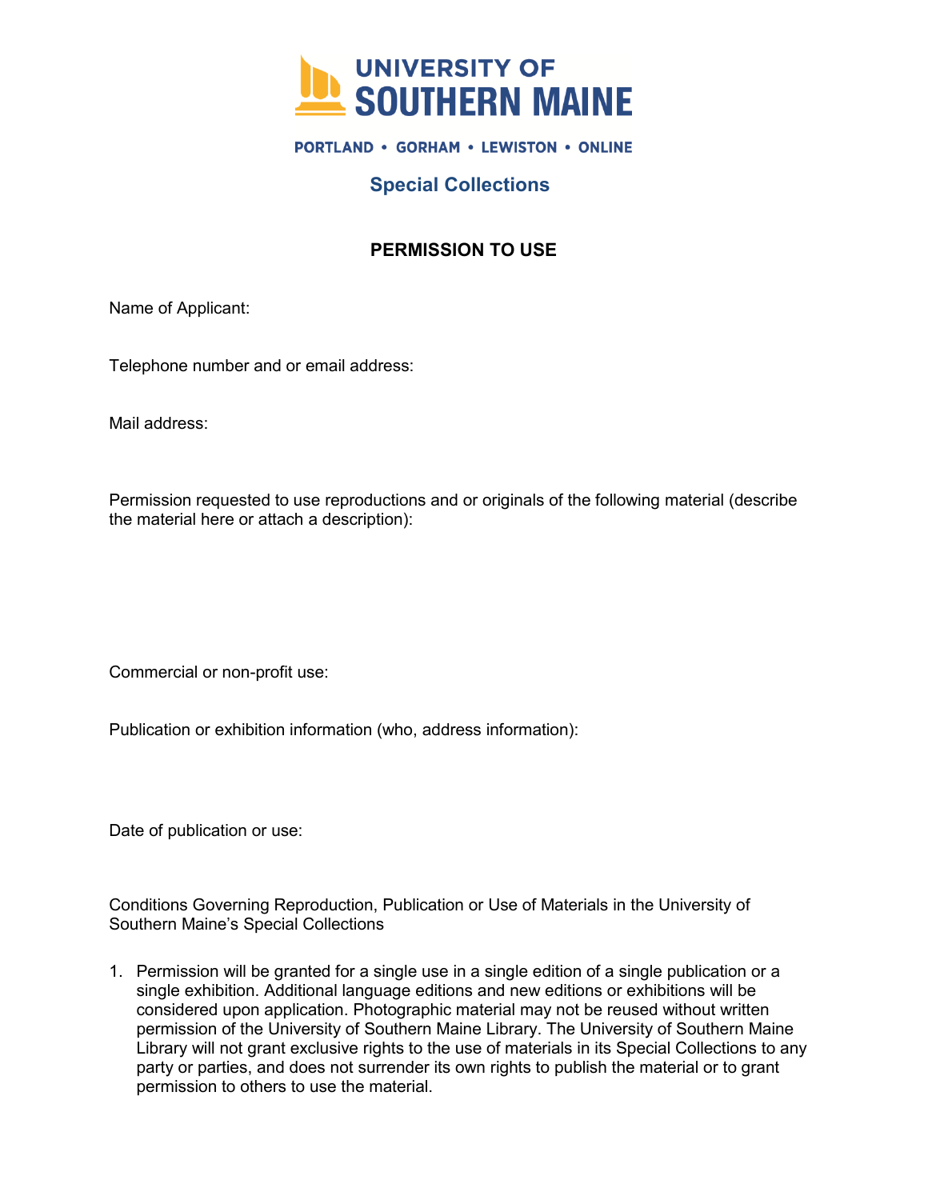# UNIVERSITY OF SOUTHERN MAINE

PORTLAND • GORHAM • LEWISTON • ONLINE

## Special Collections

### PERMISSION TO USE

Name of Applicant:

Telephone number and or email address:

Mail address:

Permission requested to use reproductions and or originals of the following material (describe the material here or attach a description):

Commercial or non-profit use:

Publication or exhibition information (who, address information):

Date of publication or use:

Conditions Governing Reproduction, Publication or Use of Materials in the University of Southern Maine's Special Collections

1. Permission will be granted for a single use in a single edition of a single publication or a single exhibition. Additional language editions and new editions or exhibitions will be considered upon application. Photographic material may not be reused without written permission of the University of Southern Maine Library. The University of Southern Maine Library will not grant exclusive rights to the use of materials in its Special Collections to any party or parties, and does not surrender its own rights to publish the material or to grant permission to others to use the material.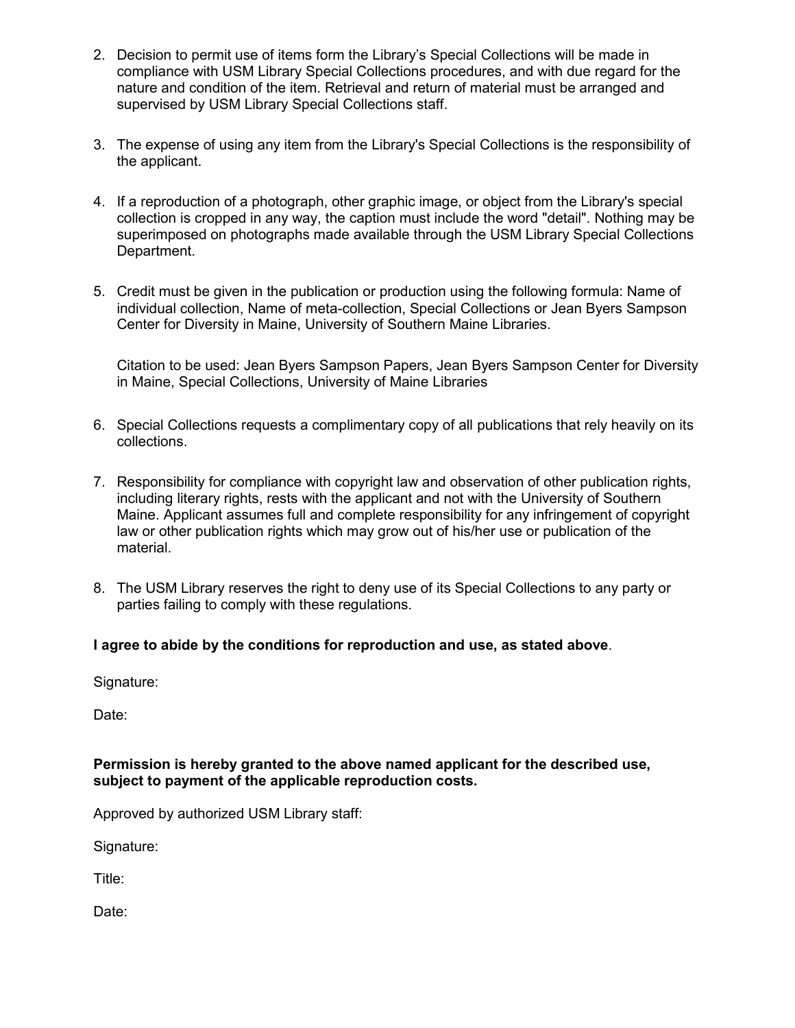2. Decision to permit use of items form the Library's Special Collections will be made in compliance with USM Library Special Collections procedures, and with due regard for the nature and condition of the item. Retrieval and return of material must be arranged and supervised by USM Library Special Collections staff.

3. The expense of using any item from the Library's Special Collections is the responsibility of the applicant.

4. If a reproduction of a photograph, other graphic image, or object from the Library's special collection is cropped in any way, the caption must include the word "detail". Nothing may be superimposed on photographs made available through the USM Library Special Collections Department.

5. Credit must be given in the publication or production using the following formula: Name of individual collection, Name of meta-collection, Special Collections or Jean Byers Sampson Center for Diversity in Maine, University of Southern Maine Libraries.

   Citation to be used: Jean Byers Sampson Papers, Jean Byers Sampson Center for Diversity in Maine, Special Collections, University of Maine Libraries

6. Special Collections requests a complimentary copy of all publications that rely heavily on its collections.

7. Responsibility for compliance with copyright law and observation of other publication rights, including literary rights, rests with the applicant and not with the University of Southern Maine. Applicant assumes full and complete responsibility for any infringement of copyright law or other publication rights which may grow out of his/her use or publication of the material.

8. The USM Library reserves the right to deny use of its Special Collections to any party or parties failing to comply with these regulations.

**I agree to abide by the conditions for reproduction and use, as stated above**.

Signature:

Date:

**Permission is hereby granted to the above named applicant for the described use, subject to payment of the applicable reproduction costs.**

Approved by authorized USM Library staff:

Signature:

Title:

Date: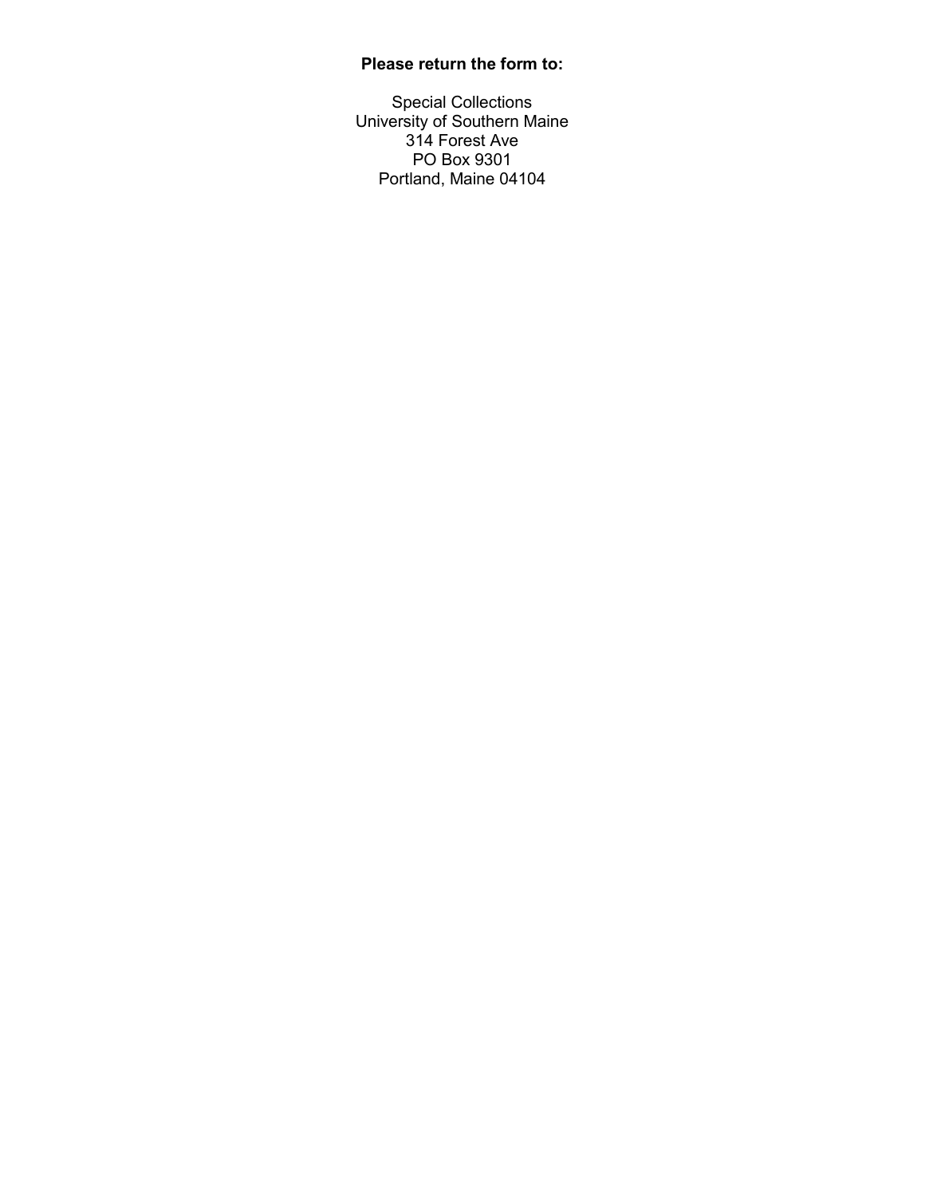**Please return the form to:**

Special Collections
University of Southern Maine
314 Forest Ave
PO Box 9301
Portland, Maine 04104